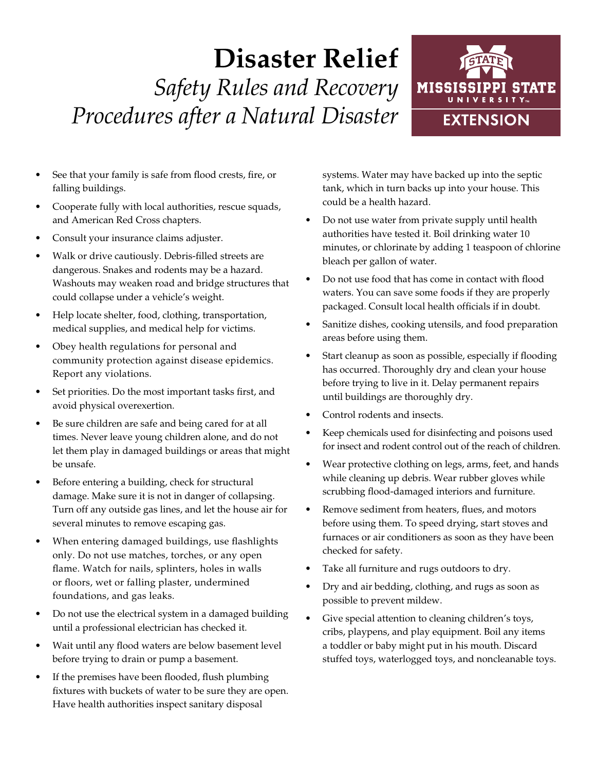# Disaster Relief

*Safety Rules and Recovery Procedures after a Natural Disaster*

MISSISSIPPI STATE UNIVERSITY EXTENSION

- See that your family is safe from flood crests, fire, or falling buildings.
- Cooperate fully with local authorities, rescue squads, and American Red Cross chapters.
- Consult your insurance claims adjuster.
- Walk or drive cautiously. Debris-filled streets are dangerous. Snakes and rodents may be a hazard. Washouts may weaken road and bridge structures that could collapse under a vehicle's weight.
- Help locate shelter, food, clothing, transportation, medical supplies, and medical help for victims.
- Obey health regulations for personal and community protection against disease epidemics. Report any violations.
- Set priorities. Do the most important tasks first, and avoid physical overexertion.
- Be sure children are safe and being cared for at all times. Never leave young children alone, and do not let them play in damaged buildings or areas that might be unsafe.
- Before entering a building, check for structural damage. Make sure it is not in danger of collapsing. Turn off any outside gas lines, and let the house air for several minutes to remove escaping gas.
- When entering damaged buildings, use flashlights only. Do not use matches, torches, or any open flame. Watch for nails, splinters, holes in walls or floors, wet or falling plaster, undermined foundations, and gas leaks.
- Do not use the electrical system in a damaged building until a professional electrician has checked it.
- Wait until any flood waters are below basement level before trying to drain or pump a basement.
- If the premises have been flooded, flush plumbing fixtures with buckets of water to be sure they are open. Have health authorities inspect sanitary disposal systems. Water may have backed up into the septic tank, which in turn backs up into your house. This could be a health hazard.
- Do not use water from private supply until health authorities have tested it. Boil drinking water 10 minutes, or chlorinate by adding 1 teaspoon of chlorine bleach per gallon of water.
- Do not use food that has come in contact with flood waters. You can save some foods if they are properly packaged. Consult local health officials if in doubt.
- Sanitize dishes, cooking utensils, and food preparation areas before using them.
- Start cleanup as soon as possible, especially if flooding has occurred. Thoroughly dry and clean your house before trying to live in it. Delay permanent repairs until buildings are thoroughly dry.
- Control rodents and insects.
- Keep chemicals used for disinfecting and poisons used for insect and rodent control out of the reach of children.
- Wear protective clothing on legs, arms, feet, and hands while cleaning up debris. Wear rubber gloves while scrubbing flood-damaged interiors and furniture.
- Remove sediment from heaters, flues, and motors before using them. To speed drying, start stoves and furnaces or air conditioners as soon as they have been checked for safety.
- Take all furniture and rugs outdoors to dry.
- Dry and air bedding, clothing, and rugs as soon as possible to prevent mildew.
- Give special attention to cleaning children's toys, cribs, playpens, and play equipment. Boil any items a toddler or baby might put in his mouth. Discard stuffed toys, waterlogged toys, and noncleanable toys.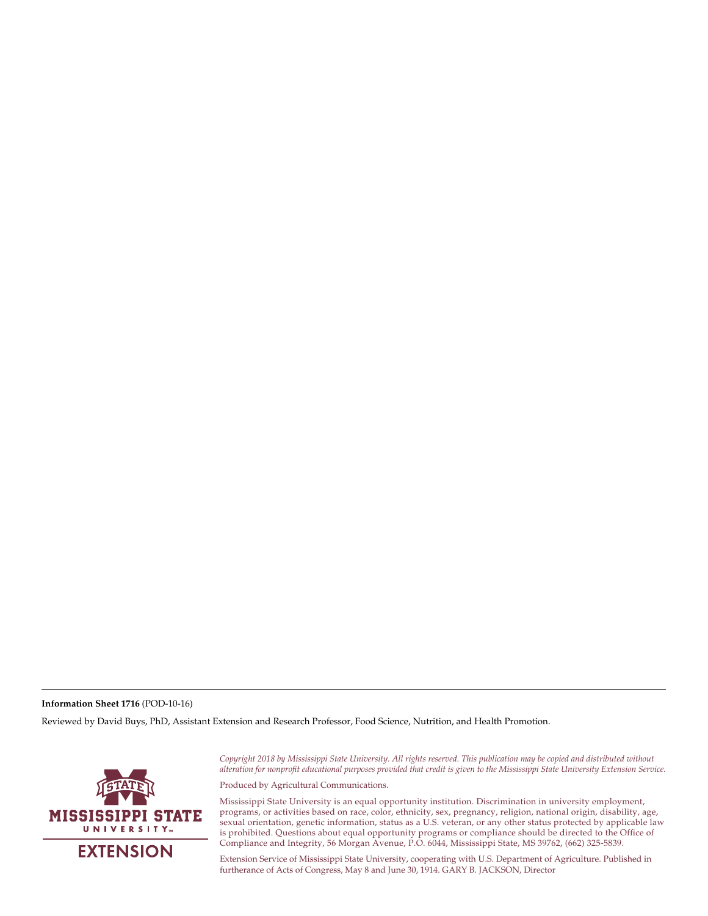**Information Sheet 1716** (POD-10-16)

Reviewed by David Buys, PhD, Assistant Extension and Research Professor, Food Science, Nutrition, and Health Promotion.

MISSISSIPPI STATE UNIVERSITY™

EXTENSION

*Copyright 2018 by Mississippi State University. All rights reserved. This publication may be copied and distributed without alteration for nonprofit educational purposes provided that credit is given to the Mississippi State University Extension Service.*

Produced by Agricultural Communications.

Mississippi State University is an equal opportunity institution. Discrimination in university employment, programs, or activities based on race, color, ethnicity, sex, pregnancy, religion, national origin, disability, age, sexual orientation, genetic information, status as a U.S. veteran, or any other status protected by applicable law is prohibited. Questions about equal opportunity programs or compliance should be directed to the Office of Compliance and Integrity, 56 Morgan Avenue, P.O. 6044, Mississippi State, MS 39762, (662) 325-5839.

Extension Service of Mississippi State University, cooperating with U.S. Department of Agriculture. Published in furtherance of Acts of Congress, May 8 and June 30, 1914. GARY B. JACKSON, Director